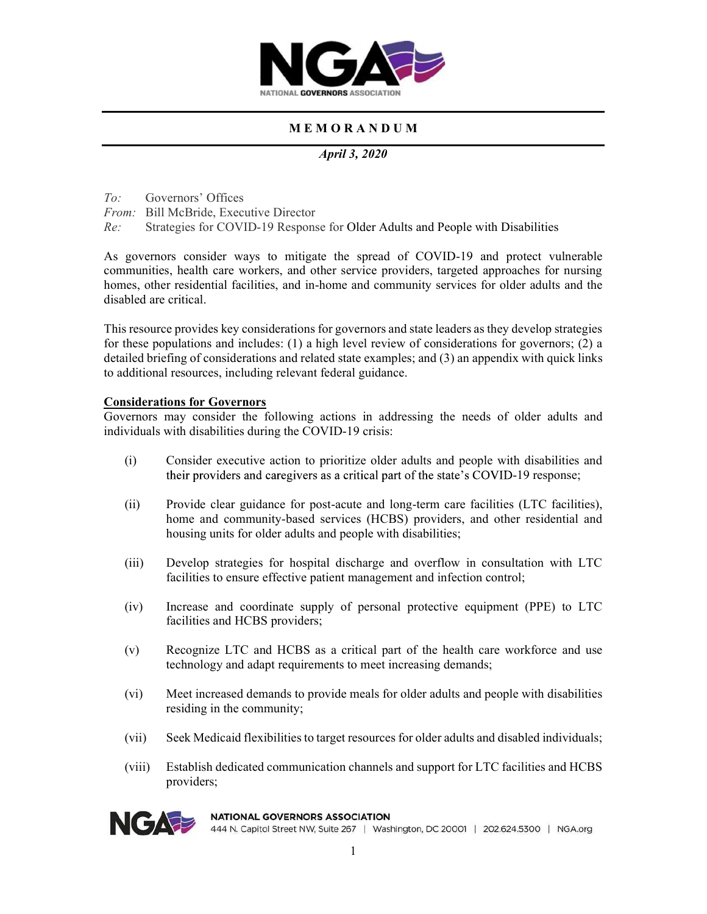# MEMORANDUM

*April 3, 2020*

*To:* Governors' Offices
*From:* Bill McBride, Executive Director
*Re:* Strategies for COVID-19 Response for Older Adults and People with Disabilities

As governors consider ways to mitigate the spread of COVID-19 and protect vulnerable communities, health care workers, and other service providers, targeted approaches for nursing homes, other residential facilities, and in-home and community services for older adults and the disabled are critical.

This resource provides key considerations for governors and state leaders as they develop strategies for these populations and includes: (1) a high level review of considerations for governors; (2) a detailed briefing of considerations and related state examples; and (3) an appendix with quick links to additional resources, including relevant federal guidance.

**Considerations for Governors**

Governors may consider the following actions in addressing the needs of older adults and individuals with disabilities during the COVID-19 crisis:

(i) Consider executive action to prioritize older adults and people with disabilities and their providers and caregivers as a critical part of the state's COVID-19 response;

(ii) Provide clear guidance for post-acute and long-term care facilities (LTC facilities), home and community-based services (HCBS) providers, and other residential and housing units for older adults and people with disabilities;

(iii) Develop strategies for hospital discharge and overflow in consultation with LTC facilities to ensure effective patient management and infection control;

(iv) Increase and coordinate supply of personal protective equipment (PPE) to LTC facilities and HCBS providers;

(v) Recognize LTC and HCBS as a critical part of the health care workforce and use technology and adapt requirements to meet increasing demands;

(vi) Meet increased demands to provide meals for older adults and people with disabilities residing in the community;

(vii) Seek Medicaid flexibilities to target resources for older adults and disabled individuals;

(viii) Establish dedicated communication channels and support for LTC facilities and HCBS providers;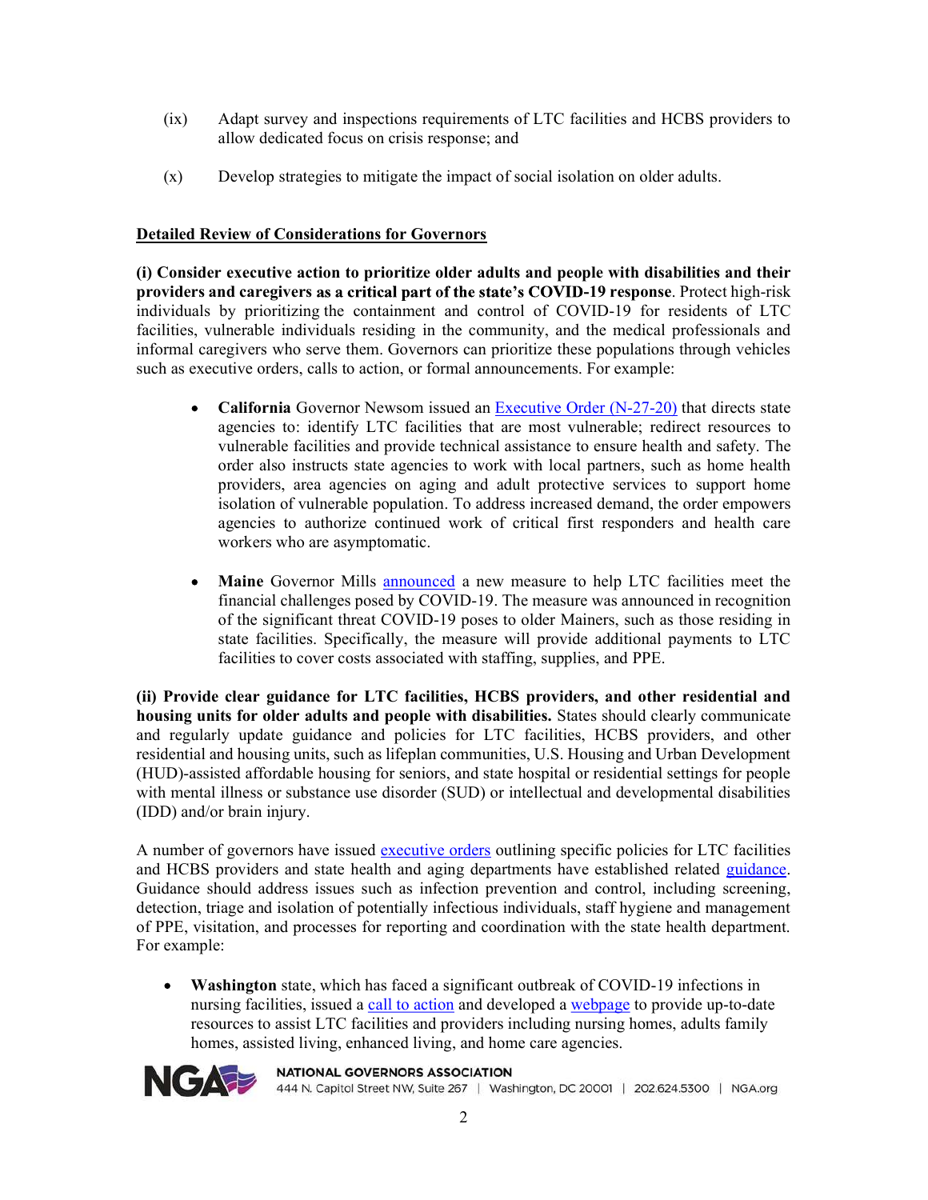(ix) Adapt survey and inspections requirements of LTC facilities and HCBS providers to allow dedicated focus on crisis response; and

(x) Develop strategies to mitigate the impact of social isolation on older adults.

## Detailed Review of Considerations for Governors

**(i) Consider executive action to prioritize older adults and people with disabilities and their providers and caregivers as a critical part of the state's COVID-19 response**. Protect high-risk individuals by prioritizing the containment and control of COVID-19 for residents of LTC facilities, vulnerable individuals residing in the community, and the medical professionals and informal caregivers who serve them. Governors can prioritize these populations through vehicles such as executive orders, calls to action, or formal announcements. For example:

- **California** Governor Newsom issued an Executive Order (N-27-20) that directs state agencies to: identify LTC facilities that are most vulnerable; redirect resources to vulnerable facilities and provide technical assistance to ensure health and safety. The order also instructs state agencies to work with local partners, such as home health providers, area agencies on aging and adult protective services to support home isolation of vulnerable population. To address increased demand, the order empowers agencies to authorize continued work of critical first responders and health care workers who are asymptomatic.

- **Maine** Governor Mills announced a new measure to help LTC facilities meet the financial challenges posed by COVID-19. The measure was announced in recognition of the significant threat COVID-19 poses to older Mainers, such as those residing in state facilities. Specifically, the measure will provide additional payments to LTC facilities to cover costs associated with staffing, supplies, and PPE.

**(ii) Provide clear guidance for LTC facilities, HCBS providers, and other residential and housing units for older adults and people with disabilities.** States should clearly communicate and regularly update guidance and policies for LTC facilities, HCBS providers, and other residential and housing units, such as lifeplan communities, U.S. Housing and Urban Development (HUD)-assisted affordable housing for seniors, and state hospital or residential settings for people with mental illness or substance use disorder (SUD) or intellectual and developmental disabilities (IDD) and/or brain injury.

A number of governors have issued executive orders outlining specific policies for LTC facilities and HCBS providers and state health and aging departments have established related guidance. Guidance should address issues such as infection prevention and control, including screening, detection, triage and isolation of potentially infectious individuals, staff hygiene and management of PPE, visitation, and processes for reporting and coordination with the state health department. For example:

- **Washington** state, which has faced a significant outbreak of COVID-19 infections in nursing facilities, issued a call to action and developed a webpage to provide up-to-date resources to assist LTC facilities and providers including nursing homes, adults family homes, assisted living, enhanced living, and home care agencies.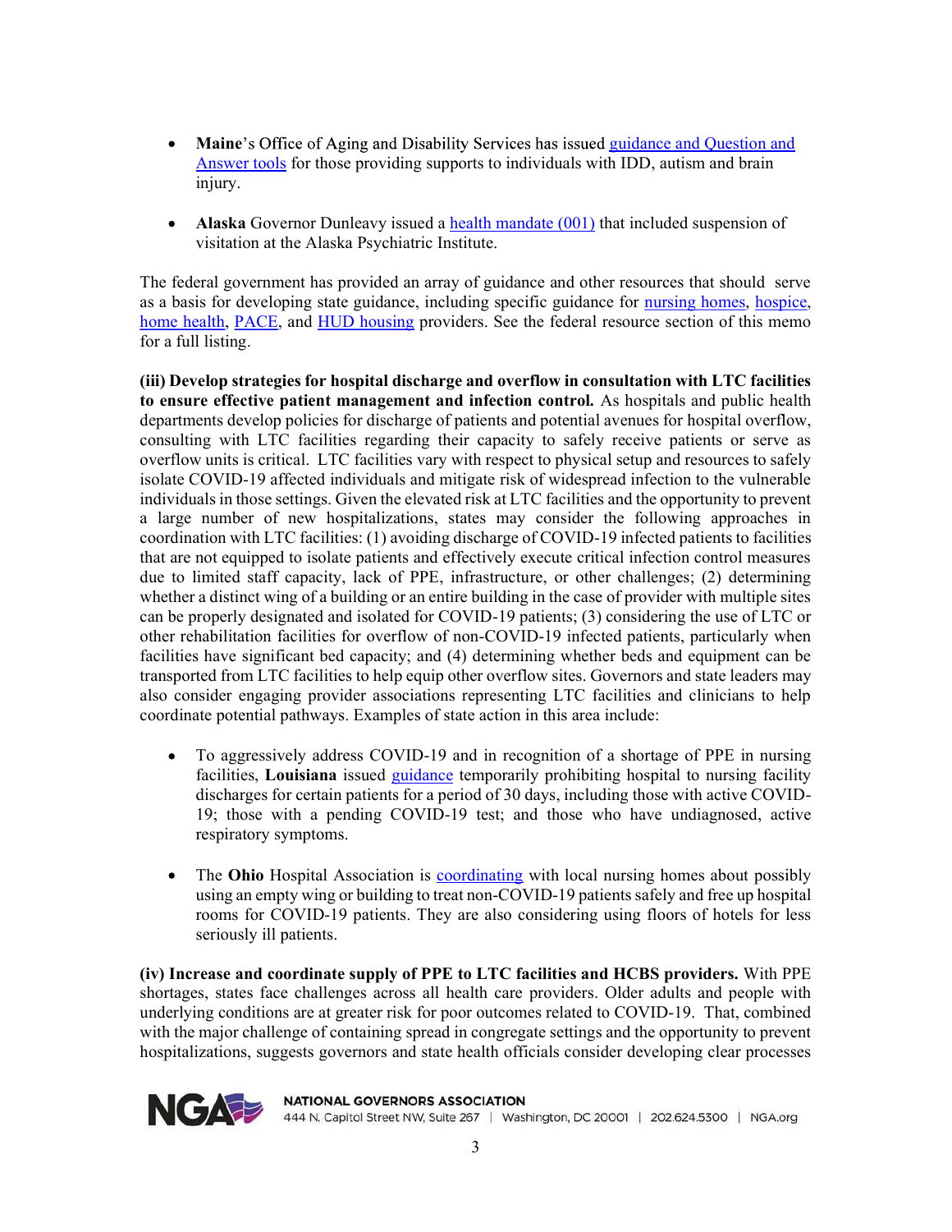- **Maine**'s Office of Aging and Disability Services has issued guidance and Question and Answer tools for those providing supports to individuals with IDD, autism and brain injury.

- **Alaska** Governor Dunleavy issued a health mandate (001) that included suspension of visitation at the Alaska Psychiatric Institute.

The federal government has provided an array of guidance and other resources that should serve as a basis for developing state guidance, including specific guidance for nursing homes, hospice, home health, PACE, and HUD housing providers. See the federal resource section of this memo for a full listing.

**(iii) Develop strategies for hospital discharge and overflow in consultation with LTC facilities to ensure effective patient management and infection control.** As hospitals and public health departments develop policies for discharge of patients and potential avenues for hospital overflow, consulting with LTC facilities regarding their capacity to safely receive patients or serve as overflow units is critical. LTC facilities vary with respect to physical setup and resources to safely isolate COVID-19 affected individuals and mitigate risk of widespread infection to the vulnerable individuals in those settings. Given the elevated risk at LTC facilities and the opportunity to prevent a large number of new hospitalizations, states may consider the following approaches in coordination with LTC facilities: (1) avoiding discharge of COVID-19 infected patients to facilities that are not equipped to isolate patients and effectively execute critical infection control measures due to limited staff capacity, lack of PPE, infrastructure, or other challenges; (2) determining whether a distinct wing of a building or an entire building in the case of provider with multiple sites can be properly designated and isolated for COVID-19 patients; (3) considering the use of LTC or other rehabilitation facilities for overflow of non-COVID-19 infected patients, particularly when facilities have significant bed capacity; and (4) determining whether beds and equipment can be transported from LTC facilities to help equip other overflow sites. Governors and state leaders may also consider engaging provider associations representing LTC facilities and clinicians to help coordinate potential pathways. Examples of state action in this area include:

- To aggressively address COVID-19 and in recognition of a shortage of PPE in nursing facilities, **Louisiana** issued guidance temporarily prohibiting hospital to nursing facility discharges for certain patients for a period of 30 days, including those with active COVID-19; those with a pending COVID-19 test; and those who have undiagnosed, active respiratory symptoms.

- The **Ohio** Hospital Association is coordinating with local nursing homes about possibly using an empty wing or building to treat non-COVID-19 patients safely and free up hospital rooms for COVID-19 patients. They are also considering using floors of hotels for less seriously ill patients.

**(iv) Increase and coordinate supply of PPE to LTC facilities and HCBS providers.** With PPE shortages, states face challenges across all health care providers. Older adults and people with underlying conditions are at greater risk for poor outcomes related to COVID-19. That, combined with the major challenge of containing spread in congregate settings and the opportunity to prevent hospitalizations, suggests governors and state health officials consider developing clear processes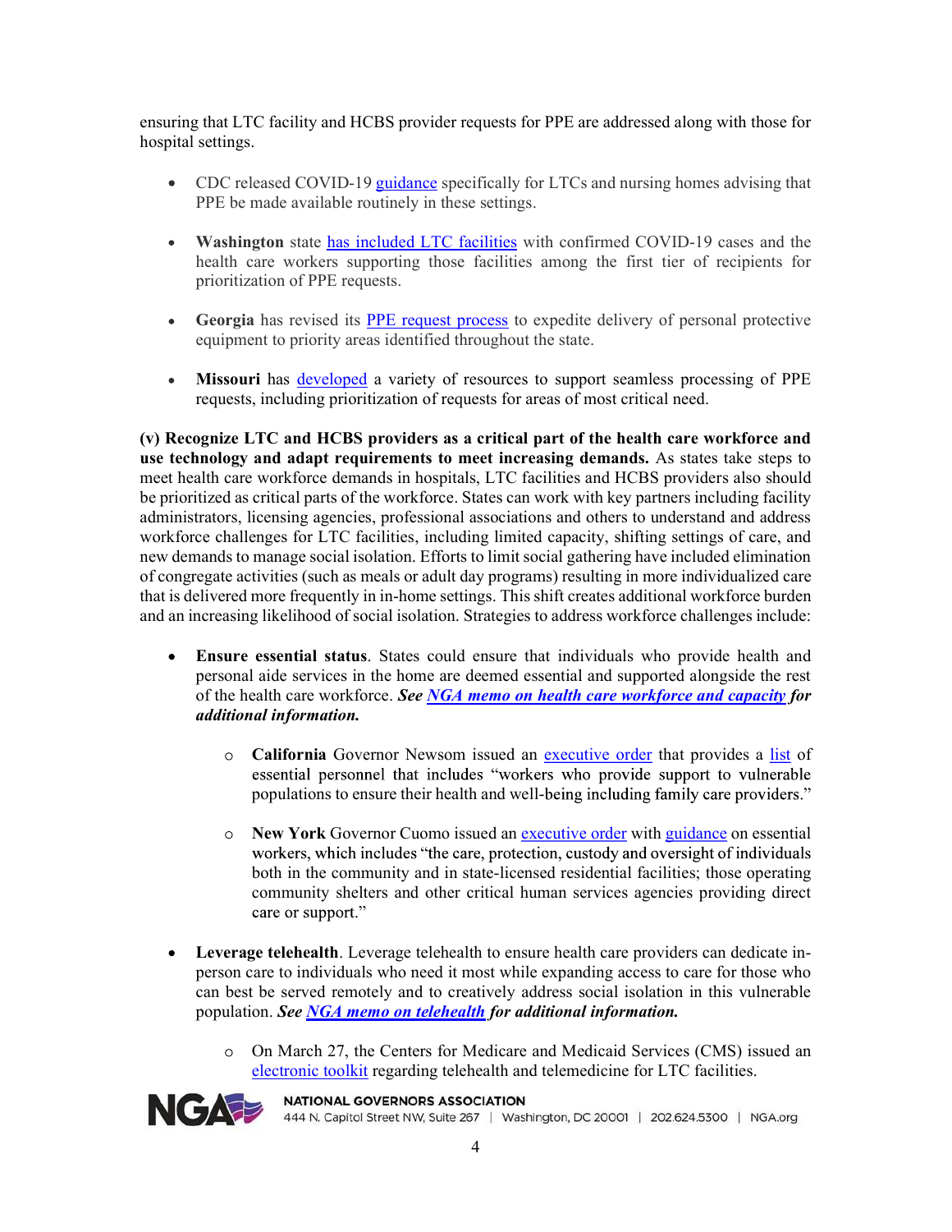ensuring that LTC facility and HCBS provider requests for PPE are addressed along with those for hospital settings.

- CDC released COVID-19 guidance specifically for LTCs and nursing homes advising that PPE be made available routinely in these settings.
- **Washington** state has included LTC facilities with confirmed COVID-19 cases and the health care workers supporting those facilities among the first tier of recipients for prioritization of PPE requests.
- **Georgia** has revised its PPE request process to expedite delivery of personal protective equipment to priority areas identified throughout the state.
- **Missouri** has developed a variety of resources to support seamless processing of PPE requests, including prioritization of requests for areas of most critical need.

**(v) Recognize LTC and HCBS providers as a critical part of the health care workforce and use technology and adapt requirements to meet increasing demands.** As states take steps to meet health care workforce demands in hospitals, LTC facilities and HCBS providers also should be prioritized as critical parts of the workforce. States can work with key partners including facility administrators, licensing agencies, professional associations and others to understand and address workforce challenges for LTC facilities, including limited capacity, shifting settings of care, and new demands to manage social isolation. Efforts to limit social gathering have included elimination of congregate activities (such as meals or adult day programs) resulting in more individualized care that is delivered more frequently in in-home settings. This shift creates additional workforce burden and an increasing likelihood of social isolation. Strategies to address workforce challenges include:

- **Ensure essential status**. States could ensure that individuals who provide health and personal aide services in the home are deemed essential and supported alongside the rest of the health care workforce. ***See NGA memo on health care workforce and capacity for additional information.***
    - **California** Governor Newsom issued an executive order that provides a list of essential personnel that includes "workers who provide support to vulnerable populations to ensure their health and well-being including family care providers."
    - **New York** Governor Cuomo issued an executive order with guidance on essential workers, which includes "the care, protection, custody and oversight of individuals both in the community and in state-licensed residential facilities; those operating community shelters and other critical human services agencies providing direct care or support."
- **Leverage telehealth**. Leverage telehealth to ensure health care providers can dedicate in-person care to individuals who need it most while expanding access to care for those who can best be served remotely and to creatively address social isolation in this vulnerable population. ***See NGA memo on telehealth for additional information.***
    - On March 27, the Centers for Medicare and Medicaid Services (CMS) issued an electronic toolkit regarding telehealth and telemedicine for LTC facilities.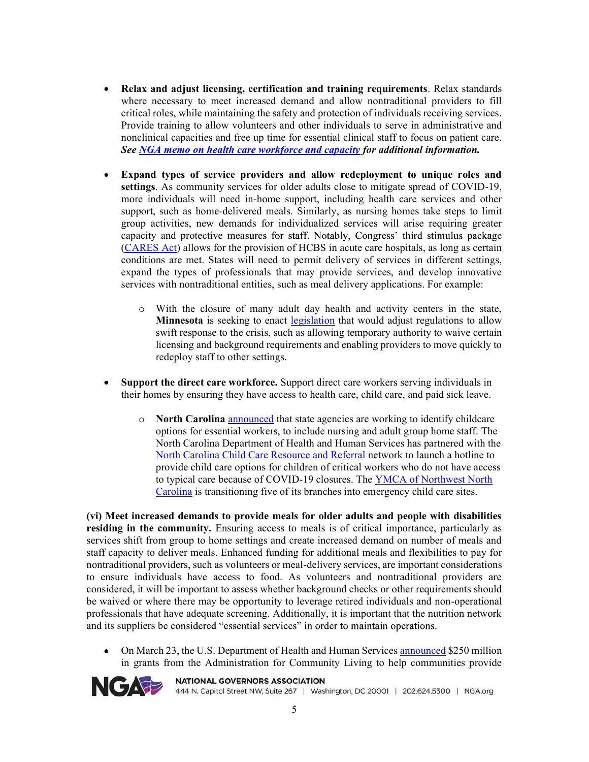- **Relax and adjust licensing, certification and training requirements**. Relax standards where necessary to meet increased demand and allow nontraditional providers to fill critical roles, while maintaining the safety and protection of individuals receiving services. Provide training to allow volunteers and other individuals to serve in administrative and nonclinical capacities and free up time for essential clinical staff to focus on patient care. ***See NGA memo on health care workforce and capacity for additional information.***

- **Expand types of service providers and allow redeployment to unique roles and settings**. As community services for older adults close to mitigate spread of COVID-19, more individuals will need in-home support, including health care services and other support, such as home-delivered meals. Similarly, as nursing homes take steps to limit group activities, new demands for individualized services will arise requiring greater capacity and protective measures for staff. Notably, Congress' third stimulus package (CARES Act) allows for the provision of HCBS in acute care hospitals, as long as certain conditions are met. States will need to permit delivery of services in different settings, expand the types of professionals that may provide services, and develop innovative services with nontraditional entities, such as meal delivery applications. For example:

  - With the closure of many adult day health and activity centers in the state, **Minnesota** is seeking to enact legislation that would adjust regulations to allow swift response to the crisis, such as allowing temporary authority to waive certain licensing and background requirements and enabling providers to move quickly to redeploy staff to other settings.

- **Support the direct care workforce.** Support direct care workers serving individuals in their homes by ensuring they have access to health care, child care, and paid sick leave.

  - **North Carolina** announced that state agencies are working to identify childcare options for essential workers, to include nursing and adult group home staff. The North Carolina Department of Health and Human Services has partnered with the North Carolina Child Care Resource and Referral network to launch a hotline to provide child care options for children of critical workers who do not have access to typical care because of COVID-19 closures. The YMCA of Northwest North Carolina is transitioning five of its branches into emergency child care sites.

**(vi) Meet increased demands to provide meals for older adults and people with disabilities residing in the community.** Ensuring access to meals is of critical importance, particularly as services shift from group to home settings and create increased demand on number of meals and staff capacity to deliver meals. Enhanced funding for additional meals and flexibilities to pay for nontraditional providers, such as volunteers or meal-delivery services, are important considerations to ensure individuals have access to food. As volunteers and nontraditional providers are considered, it will be important to assess whether background checks or other requirements should be waived or where there may be opportunity to leverage retired individuals and non-operational professionals that have adequate screening. Additionally, it is important that the nutrition network and its suppliers be considered "essential services" in order to maintain operations.

- On March 23, the U.S. Department of Health and Human Services announced $250 million in grants from the Administration for Community Living to help communities provide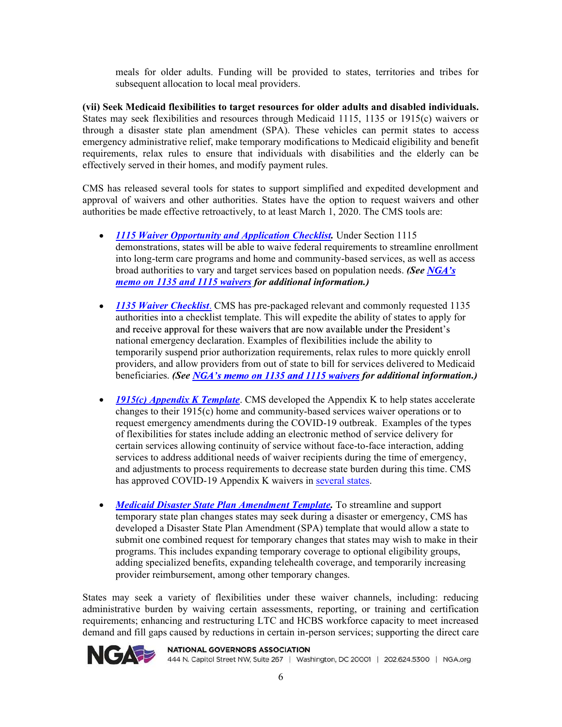meals for older adults. Funding will be provided to states, territories and tribes for subsequent allocation to local meal providers.

**(vii) Seek Medicaid flexibilities to target resources for older adults and disabled individuals.** States may seek flexibilities and resources through Medicaid 1115, 1135 or 1915(c) waivers or through a disaster state plan amendment (SPA). These vehicles can permit states to access emergency administrative relief, make temporary modifications to Medicaid eligibility and benefit requirements, relax rules to ensure that individuals with disabilities and the elderly can be effectively served in their homes, and modify payment rules.

CMS has released several tools for states to support simplified and expedited development and approval of waivers and other authorities. States have the option to request waivers and other authorities be made effective retroactively, to at least March 1, 2020. The CMS tools are:

- ***1115 Waiver Opportunity and Application Checklist.*** Under Section 1115 demonstrations, states will be able to waive federal requirements to streamline enrollment into long-term care programs and home and community-based services, as well as access broad authorities to vary and target services based on population needs. ***(See NGA's memo on 1135 and 1115 waivers for additional information.)***

- ***1135 Waiver Checklist.*** CMS has pre-packaged relevant and commonly requested 1135 authorities into a checklist template. This will expedite the ability of states to apply for and receive approval for these waivers that are now available under the President's national emergency declaration. Examples of flexibilities include the ability to temporarily suspend prior authorization requirements, relax rules to more quickly enroll providers, and allow providers from out of state to bill for services delivered to Medicaid beneficiaries. ***(See NGA's memo on 1135 and 1115 waivers for additional information.)***

- ***1915(c) Appendix K Template.*** CMS developed the Appendix K to help states accelerate changes to their 1915(c) home and community-based services waiver operations or to request emergency amendments during the COVID-19 outbreak. Examples of the types of flexibilities for states include adding an electronic method of service delivery for certain services allowing continuity of service without face-to-face interaction, adding services to address additional needs of waiver recipients during the time of emergency, and adjustments to process requirements to decrease state burden during this time. CMS has approved COVID-19 Appendix K waivers in several states.

- ***Medicaid Disaster State Plan Amendment Template.*** To streamline and support temporary state plan changes states may seek during a disaster or emergency, CMS has developed a Disaster State Plan Amendment (SPA) template that would allow a state to submit one combined request for temporary changes that states may wish to make in their programs. This includes expanding temporary coverage to optional eligibility groups, adding specialized benefits, expanding telehealth coverage, and temporarily increasing provider reimbursement, among other temporary changes.

States may seek a variety of flexibilities under these waiver channels, including: reducing administrative burden by waiving certain assessments, reporting, or training and certification requirements; enhancing and restructuring LTC and HCBS workforce capacity to meet increased demand and fill gaps caused by reductions in certain in-person services; supporting the direct care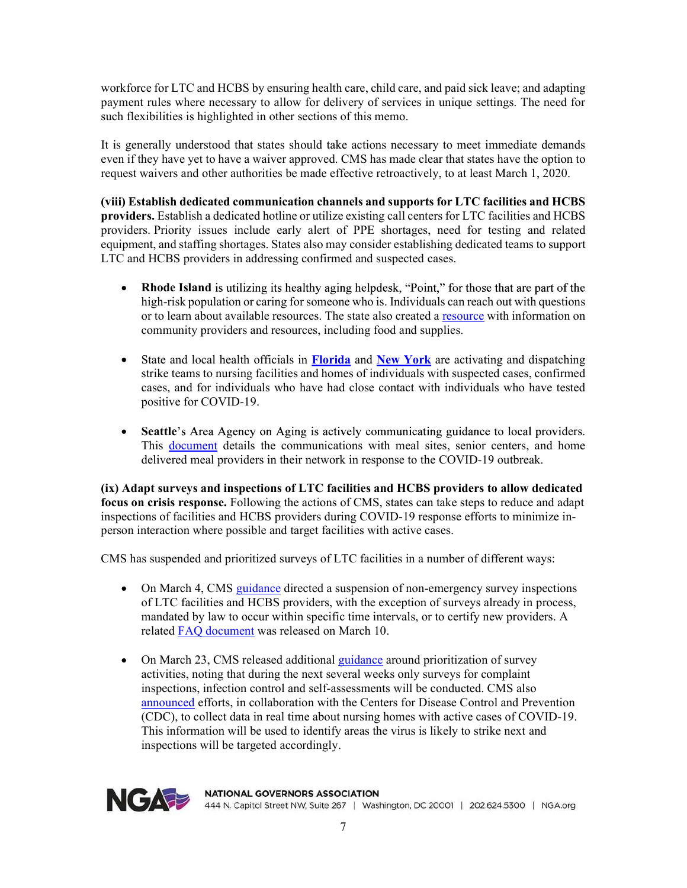workforce for LTC and HCBS by ensuring health care, child care, and paid sick leave; and adapting payment rules where necessary to allow for delivery of services in unique settings. The need for such flexibilities is highlighted in other sections of this memo.

It is generally understood that states should take actions necessary to meet immediate demands even if they have yet to have a waiver approved. CMS has made clear that states have the option to request waivers and other authorities be made effective retroactively, to at least March 1, 2020.

**(viii) Establish dedicated communication channels and supports for LTC facilities and HCBS providers.** Establish a dedicated hotline or utilize existing call centers for LTC facilities and HCBS providers. Priority issues include early alert of PPE shortages, need for testing and related equipment, and staffing shortages. States also may consider establishing dedicated teams to support LTC and HCBS providers in addressing confirmed and suspected cases.

- **Rhode Island** is utilizing its healthy aging helpdesk, "Point," for those that are part of the high-risk population or caring for someone who is. Individuals can reach out with questions or to learn about available resources. The state also created a resource with information on community providers and resources, including food and supplies.

- State and local health officials in **Florida** and **New York** are activating and dispatching strike teams to nursing facilities and homes of individuals with suspected cases, confirmed cases, and for individuals who have had close contact with individuals who have tested positive for COVID-19.

- **Seattle**'s Area Agency on Aging is actively communicating guidance to local providers. This document details the communications with meal sites, senior centers, and home delivered meal providers in their network in response to the COVID-19 outbreak.

**(ix) Adapt surveys and inspections of LTC facilities and HCBS providers to allow dedicated focus on crisis response.** Following the actions of CMS, states can take steps to reduce and adapt inspections of facilities and HCBS providers during COVID-19 response efforts to minimize in-person interaction where possible and target facilities with active cases.

CMS has suspended and prioritized surveys of LTC facilities in a number of different ways:

- On March 4, CMS guidance directed a suspension of non-emergency survey inspections of LTC facilities and HCBS providers, with the exception of surveys already in process, mandated by law to occur within specific time intervals, or to certify new providers. A related FAQ document was released on March 10.

- On March 23, CMS released additional guidance around prioritization of survey activities, noting that during the next several weeks only surveys for complaint inspections, infection control and self-assessments will be conducted. CMS also announced efforts, in collaboration with the Centers for Disease Control and Prevention (CDC), to collect data in real time about nursing homes with active cases of COVID-19. This information will be used to identify areas the virus is likely to strike next and inspections will be targeted accordingly.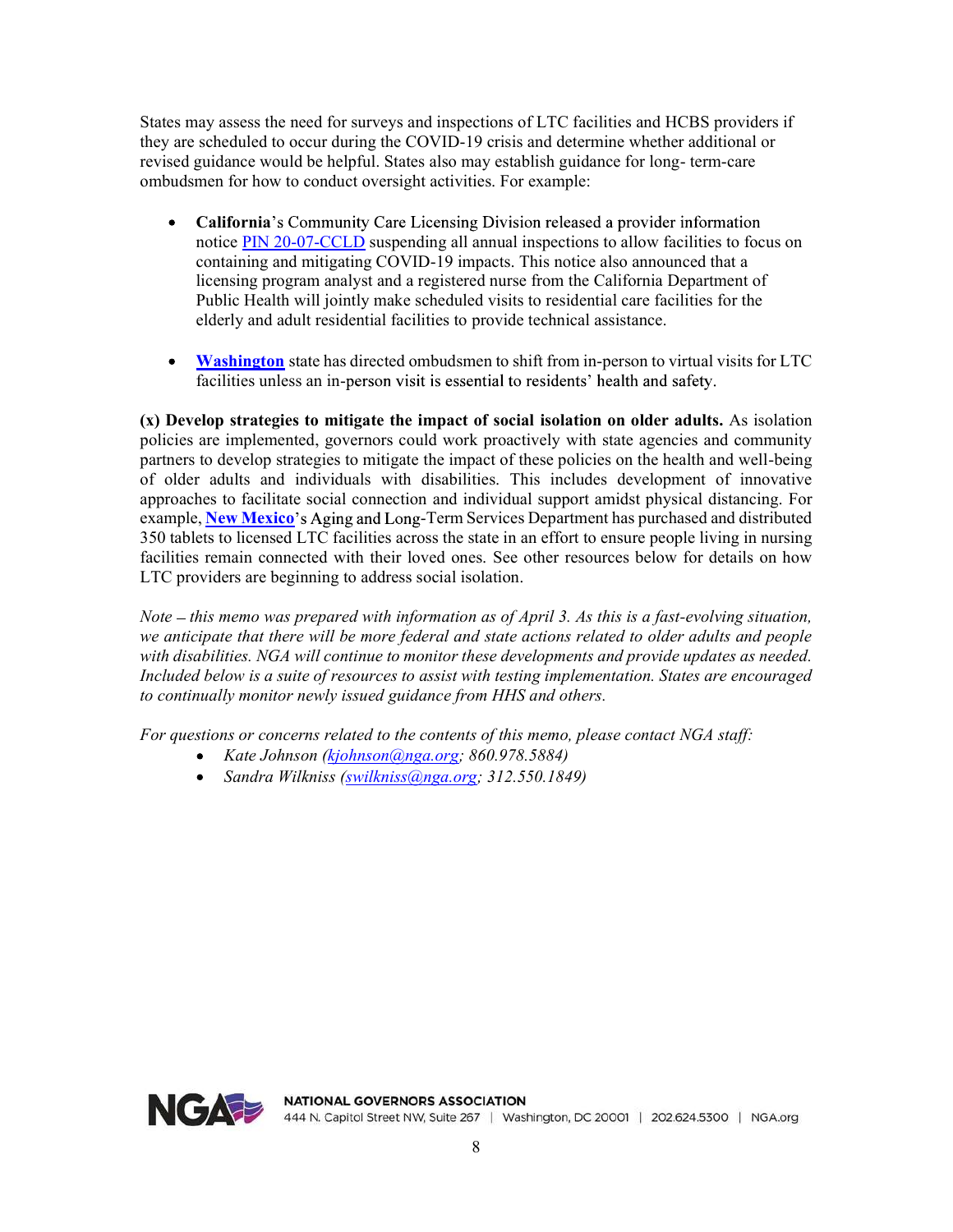States may assess the need for surveys and inspections of LTC facilities and HCBS providers if they are scheduled to occur during the COVID-19 crisis and determine whether additional or revised guidance would be helpful. States also may establish guidance for long- term-care ombudsmen for how to conduct oversight activities. For example:

- **California**'s Community Care Licensing Division released a provider information notice PIN 20-07-CCLD suspending all annual inspections to allow facilities to focus on containing and mitigating COVID-19 impacts. This notice also announced that a licensing program analyst and a registered nurse from the California Department of Public Health will jointly make scheduled visits to residential care facilities for the elderly and adult residential facilities to provide technical assistance.

- **Washington** state has directed ombudsmen to shift from in-person to virtual visits for LTC facilities unless an in-person visit is essential to residents' health and safety.

**(x) Develop strategies to mitigate the impact of social isolation on older adults.** As isolation policies are implemented, governors could work proactively with state agencies and community partners to develop strategies to mitigate the impact of these policies on the health and well-being of older adults and individuals with disabilities. This includes development of innovative approaches to facilitate social connection and individual support amidst physical distancing. For example, **New Mexico**'s Aging and Long-Term Services Department has purchased and distributed 350 tablets to licensed LTC facilities across the state in an effort to ensure people living in nursing facilities remain connected with their loved ones. See other resources below for details on how LTC providers are beginning to address social isolation.

*Note – this memo was prepared with information as of April 3. As this is a fast-evolving situation, we anticipate that there will be more federal and state actions related to older adults and people with disabilities. NGA will continue to monitor these developments and provide updates as needed. Included below is a suite of resources to assist with testing implementation. States are encouraged to continually monitor newly issued guidance from HHS and others.*

*For questions or concerns related to the contents of this memo, please contact NGA staff:*

- *Kate Johnson (kjohnson@nga.org; 860.978.5884)*
- *Sandra Wilkniss (swilkniss@nga.org; 312.550.1849)*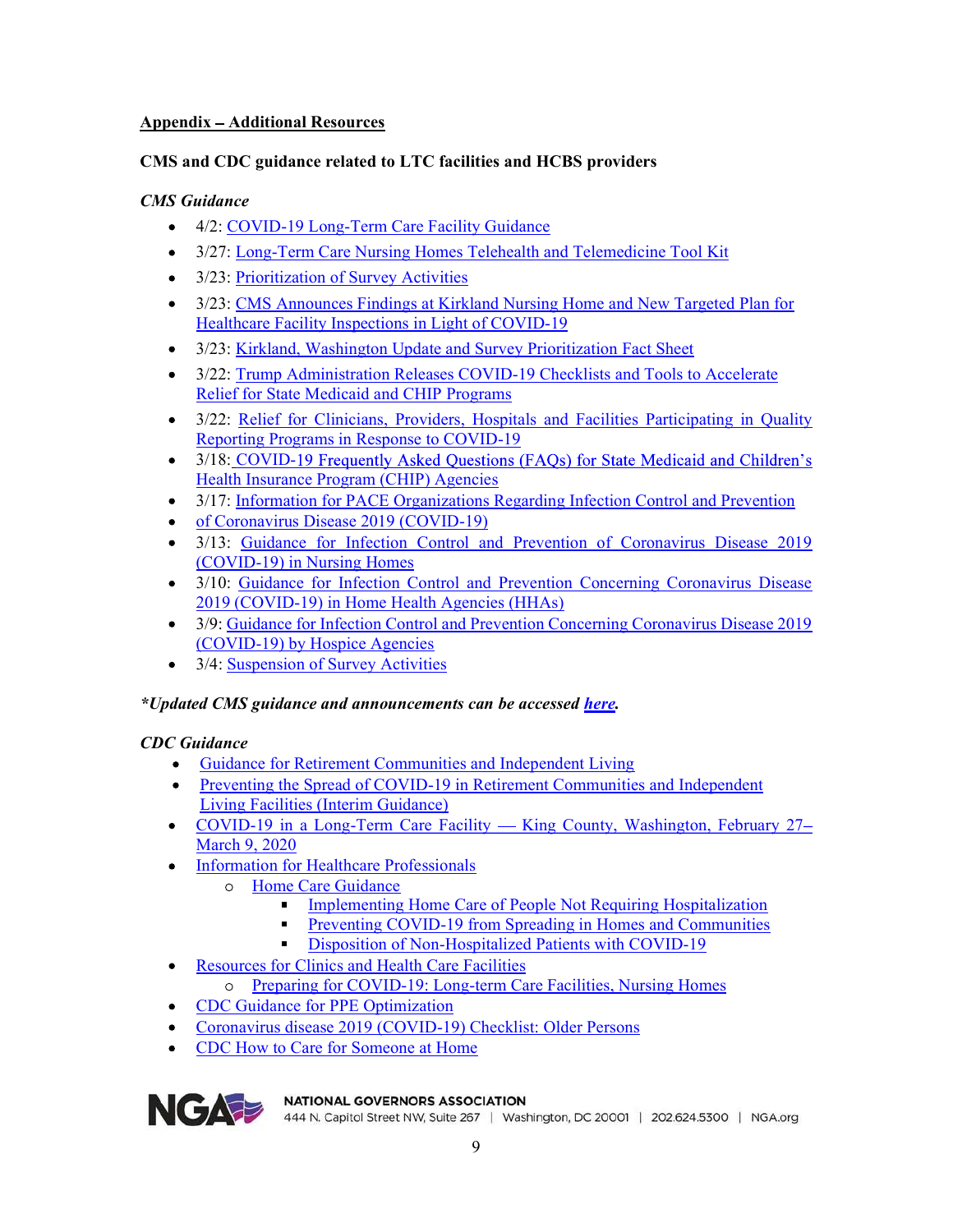## Appendix – Additional Resources

### CMS and CDC guidance related to LTC facilities and HCBS providers

*CMS Guidance*

- 4/2: COVID-19 Long-Term Care Facility Guidance
- 3/27: Long-Term Care Nursing Homes Telehealth and Telemedicine Tool Kit
- 3/23: Prioritization of Survey Activities
- 3/23: CMS Announces Findings at Kirkland Nursing Home and New Targeted Plan for Healthcare Facility Inspections in Light of COVID-19
- 3/23: Kirkland, Washington Update and Survey Prioritization Fact Sheet
- 3/22: Trump Administration Releases COVID-19 Checklists and Tools to Accelerate Relief for State Medicaid and CHIP Programs
- 3/22: Relief for Clinicians, Providers, Hospitals and Facilities Participating in Quality Reporting Programs in Response to COVID-19
- 3/18: COVID-19 Frequently Asked Questions (FAQs) for State Medicaid and Children's Health Insurance Program (CHIP) Agencies
- 3/17: Information for PACE Organizations Regarding Infection Control and Prevention
- of Coronavirus Disease 2019 (COVID-19)
- 3/13: Guidance for Infection Control and Prevention of Coronavirus Disease 2019 (COVID-19) in Nursing Homes
- 3/10: Guidance for Infection Control and Prevention Concerning Coronavirus Disease 2019 (COVID-19) in Home Health Agencies (HHAs)
- 3/9: Guidance for Infection Control and Prevention Concerning Coronavirus Disease 2019 (COVID-19) by Hospice Agencies
- 3/4: Suspension of Survey Activities

***Updated CMS guidance and announcements can be accessed here.***

*CDC Guidance*

- Guidance for Retirement Communities and Independent Living
- Preventing the Spread of COVID-19 in Retirement Communities and Independent Living Facilities (Interim Guidance)
- COVID-19 in a Long-Term Care Facility — King County, Washington, February 27–March 9, 2020
- Information for Healthcare Professionals
  - Home Care Guidance
    - Implementing Home Care of People Not Requiring Hospitalization
    - Preventing COVID-19 from Spreading in Homes and Communities
    - Disposition of Non-Hospitalized Patients with COVID-19
- Resources for Clinics and Health Care Facilities
  - Preparing for COVID-19: Long-term Care Facilities, Nursing Homes
- CDC Guidance for PPE Optimization
- Coronavirus disease 2019 (COVID-19) Checklist: Older Persons
- CDC How to Care for Someone at Home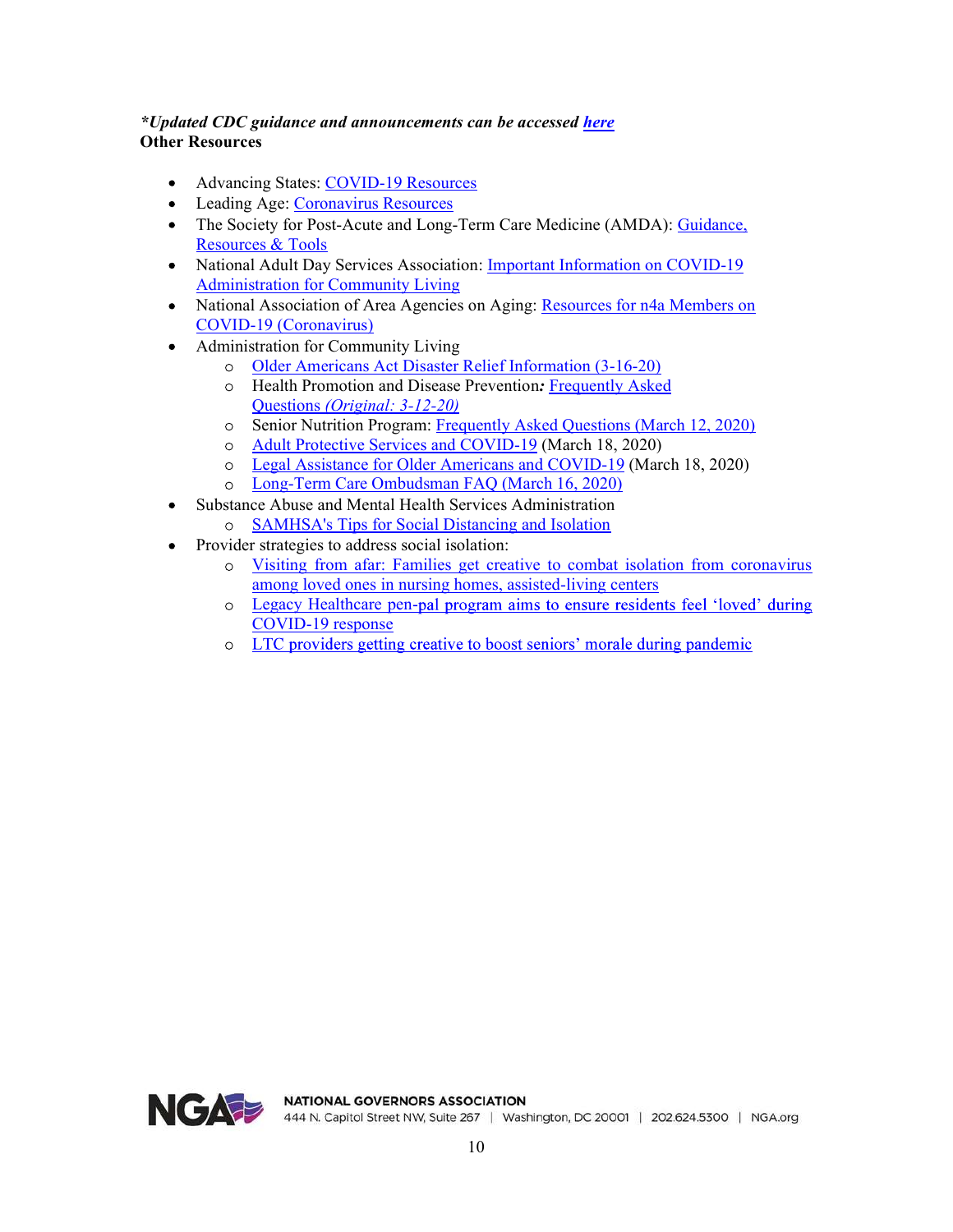*\*Updated CDC guidance and announcements can be accessed here*

**Other Resources**

- Advancing States: COVID-19 Resources
- Leading Age: Coronavirus Resources
- The Society for Post-Acute and Long-Term Care Medicine (AMDA): Guidance, Resources & Tools
- National Adult Day Services Association: Important Information on COVID-19 Administration for Community Living
- National Association of Area Agencies on Aging: Resources for n4a Members on COVID-19 (Coronavirus)
- Administration for Community Living
  - Older Americans Act Disaster Relief Information (3-16-20)
  - Health Promotion and Disease Prevention*:* Frequently Asked Questions *(Original: 3-12-20)*
  - Senior Nutrition Program: Frequently Asked Questions (March 12, 2020)
  - Adult Protective Services and COVID-19 (March 18, 2020)
  - Legal Assistance for Older Americans and COVID-19 (March 18, 2020)
  - Long-Term Care Ombudsman FAQ (March 16, 2020)
- Substance Abuse and Mental Health Services Administration
  - SAMHSA's Tips for Social Distancing and Isolation
- Provider strategies to address social isolation:
  - Visiting from afar: Families get creative to combat isolation from coronavirus among loved ones in nursing homes, assisted-living centers
  - Legacy Healthcare pen-pal program aims to ensure residents feel 'loved' during COVID-19 response
  - LTC providers getting creative to boost seniors' morale during pandemic